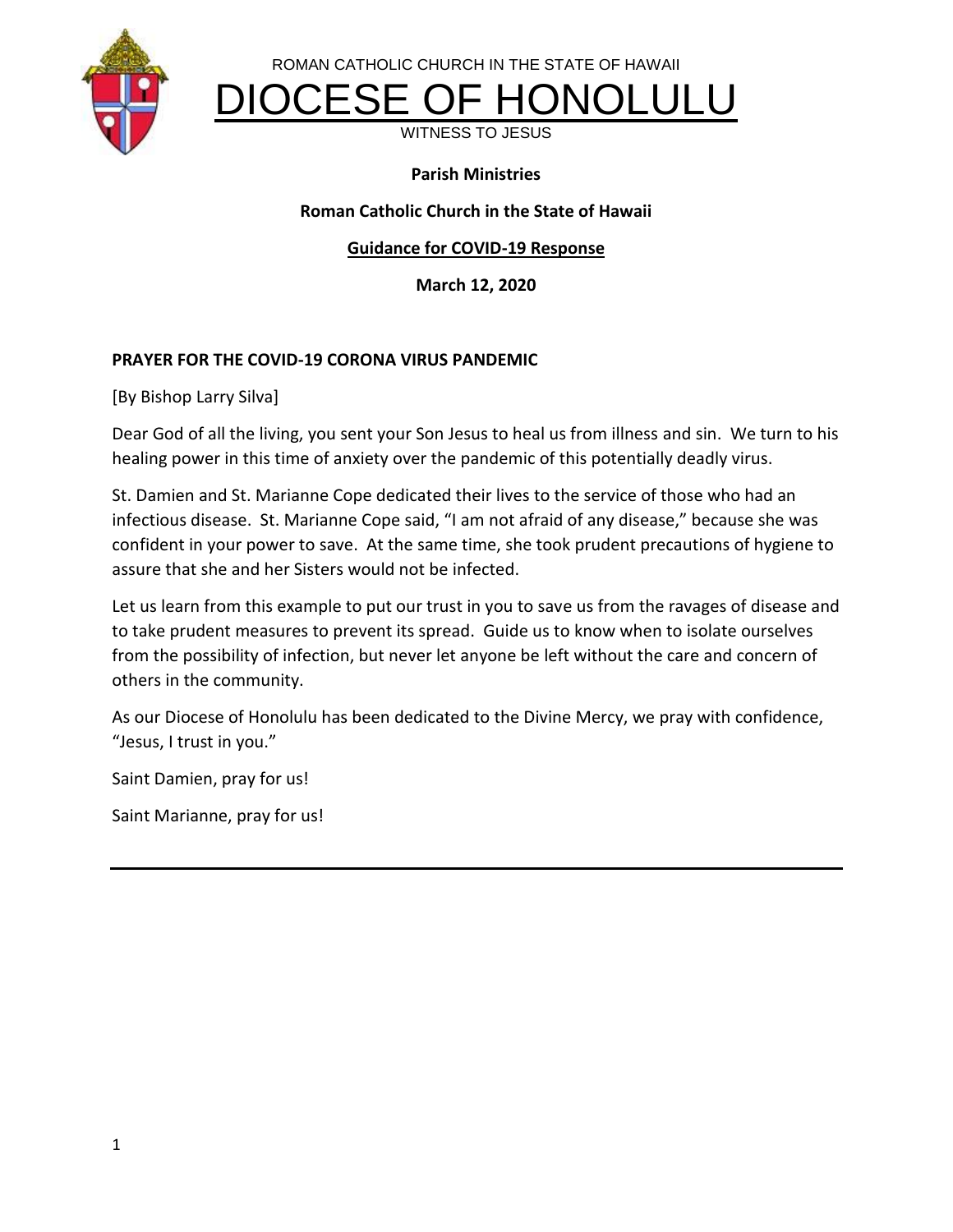ROMAN CATHOLIC CHURCH IN THE STATE OF HAWAII

# DIOCESE OF HONOLULU

WITNESS TO JESUS

**Parish Ministries**

**Roman Catholic Church in the State of Hawaii**

**Guidance for COVID-19 Response**

**March 12, 2020**

**PRAYER FOR THE COVID-19 CORONA VIRUS PANDEMIC**

[By Bishop Larry Silva]

Dear God of all the living, you sent your Son Jesus to heal us from illness and sin. We turn to his healing power in this time of anxiety over the pandemic of this potentially deadly virus.

St. Damien and St. Marianne Cope dedicated their lives to the service of those who had an infectious disease. St. Marianne Cope said, "I am not afraid of any disease," because she was confident in your power to save. At the same time, she took prudent precautions of hygiene to assure that she and her Sisters would not be infected.

Let us learn from this example to put our trust in you to save us from the ravages of disease and to take prudent measures to prevent its spread. Guide us to know when to isolate ourselves from the possibility of infection, but never let anyone be left without the care and concern of others in the community.

As our Diocese of Honolulu has been dedicated to the Divine Mercy, we pray with confidence, "Jesus, I trust in you."

Saint Damien, pray for us!

Saint Marianne, pray for us!

---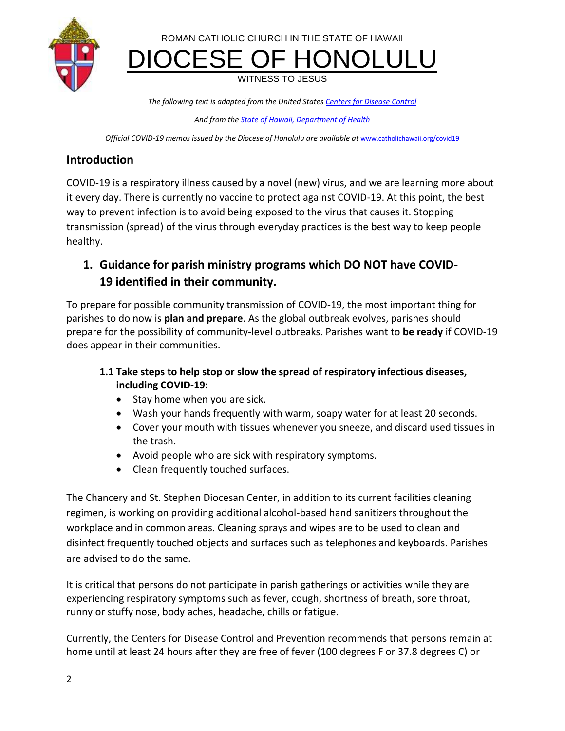ROMAN CATHOLIC CHURCH IN THE STATE OF HAWAII

# DIOCESE OF HONOLULU

WITNESS TO JESUS

*The following text is adapted from the United States [Centers for Disease Control]()*

*And from the [State of Hawaii, Department of Health]()*

*Official COVID-19 memos issued by the Diocese of Honolulu are available at* www.catholichawaii.org/covid19

## Introduction

COVID-19 is a respiratory illness caused by a novel (new) virus, and we are learning more about it every day. There is currently no vaccine to protect against COVID-19. At this point, the best way to prevent infection is to avoid being exposed to the virus that causes it. Stopping transmission (spread) of the virus through everyday practices is the best way to keep people healthy.

## 1. Guidance for parish ministry programs which DO NOT have COVID-19 identified in their community.

To prepare for possible community transmission of COVID-19, the most important thing for parishes to do now is **plan and prepare**. As the global outbreak evolves, parishes should prepare for the possibility of community-level outbreaks. Parishes want to **be ready** if COVID-19 does appear in their communities.

### 1.1 Take steps to help stop or slow the spread of respiratory infectious diseases, including COVID-19:

- Stay home when you are sick.
- Wash your hands frequently with warm, soapy water for at least 20 seconds.
- Cover your mouth with tissues whenever you sneeze, and discard used tissues in the trash.
- Avoid people who are sick with respiratory symptoms.
- Clean frequently touched surfaces.

The Chancery and St. Stephen Diocesan Center, in addition to its current facilities cleaning regimen, is working on providing additional alcohol-based hand sanitizers throughout the workplace and in common areas. Cleaning sprays and wipes are to be used to clean and disinfect frequently touched objects and surfaces such as telephones and keyboards. Parishes are advised to do the same.

It is critical that persons do not participate in parish gatherings or activities while they are experiencing respiratory symptoms such as fever, cough, shortness of breath, sore throat, runny or stuffy nose, body aches, headache, chills or fatigue.

Currently, the Centers for Disease Control and Prevention recommends that persons remain at home until at least 24 hours after they are free of fever (100 degrees F or 37.8 degrees C) or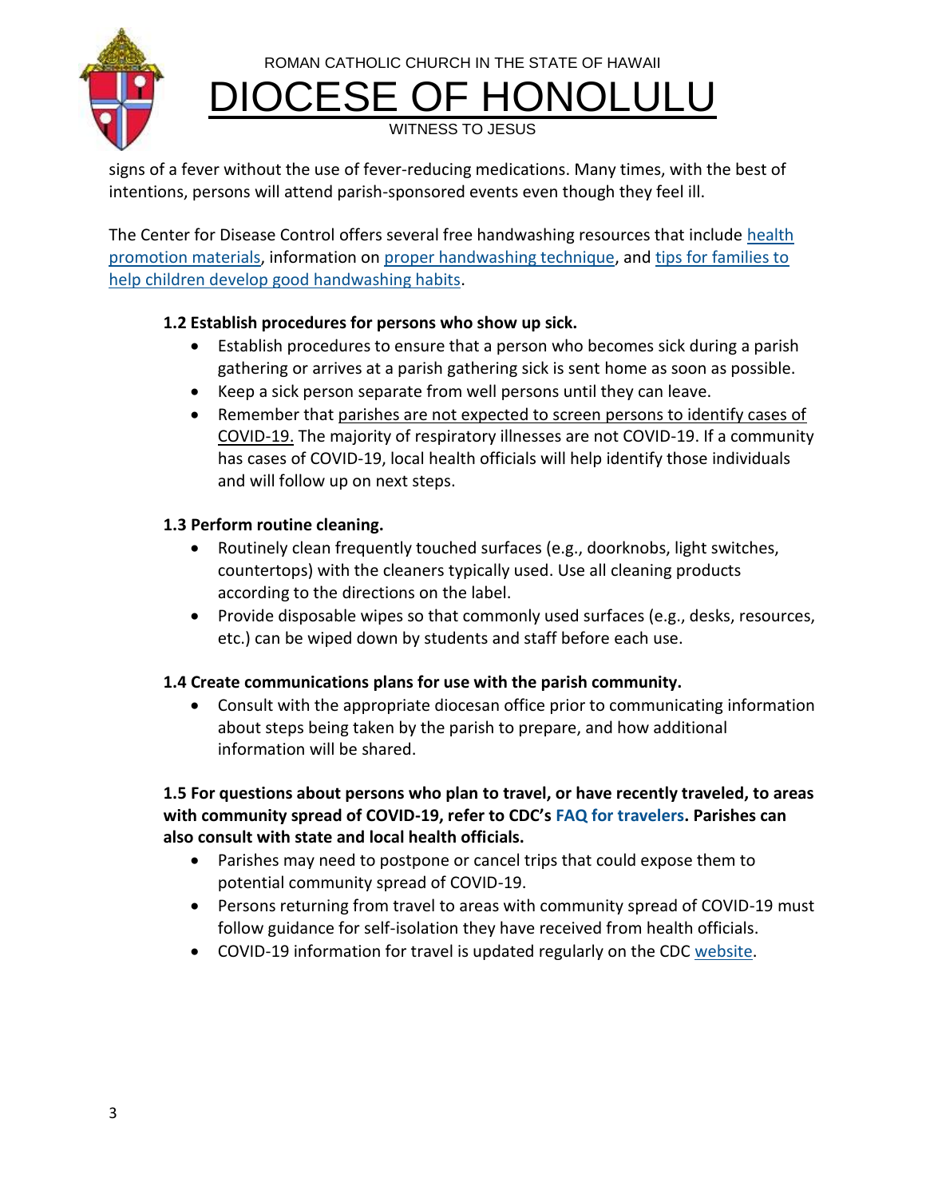signs of a fever without the use of fever-reducing medications. Many times, with the best of intentions, persons will attend parish-sponsored events even though they feel ill.

The Center for Disease Control offers several free handwashing resources that include health promotion materials, information on proper handwashing technique, and tips for families to help children develop good handwashing habits.

### 1.2 Establish procedures for persons who show up sick.

- Establish procedures to ensure that a person who becomes sick during a parish gathering or arrives at a parish gathering sick is sent home as soon as possible.
- Keep a sick person separate from well persons until they can leave.
- Remember that parishes are not expected to screen persons to identify cases of COVID-19. The majority of respiratory illnesses are not COVID-19. If a community has cases of COVID-19, local health officials will help identify those individuals and will follow up on next steps.

### 1.3 Perform routine cleaning.

- Routinely clean frequently touched surfaces (e.g., doorknobs, light switches, countertops) with the cleaners typically used. Use all cleaning products according to the directions on the label.
- Provide disposable wipes so that commonly used surfaces (e.g., desks, resources, etc.) can be wiped down by students and staff before each use.

### 1.4 Create communications plans for use with the parish community.

- Consult with the appropriate diocesan office prior to communicating information about steps being taken by the parish to prepare, and how additional information will be shared.

### 1.5 For questions about persons who plan to travel, or have recently traveled, to areas with community spread of COVID-19, refer to CDC's FAQ for travelers. Parishes can also consult with state and local health officials.

- Parishes may need to postpone or cancel trips that could expose them to potential community spread of COVID-19.
- Persons returning from travel to areas with community spread of COVID-19 must follow guidance for self-isolation they have received from health officials.
- COVID-19 information for travel is updated regularly on the CDC website.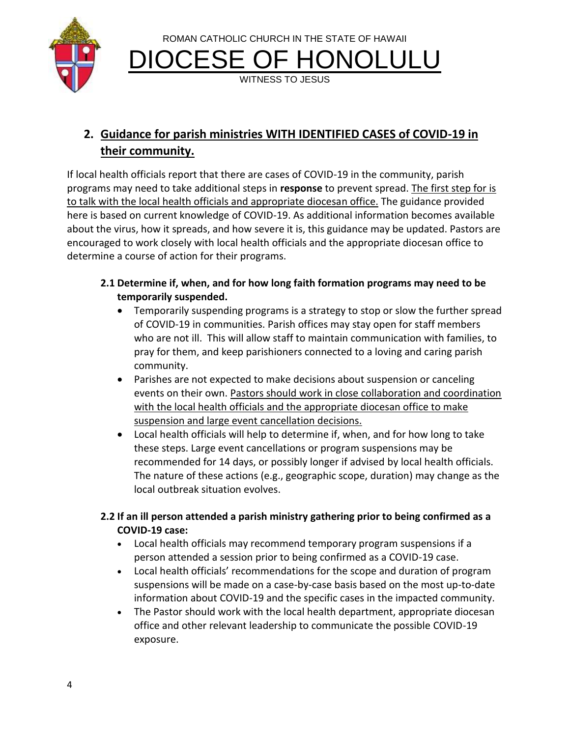ROMAN CATHOLIC CHURCH IN THE STATE OF HAWAII

DIOCESE OF HONOLULU

WITNESS TO JESUS

## 2. Guidance for parish ministries WITH IDENTIFIED CASES of COVID-19 in their community.

If local health officials report that there are cases of COVID-19 in the community, parish programs may need to take additional steps in **response** to prevent spread. The first step for is to talk with the local health officials and appropriate diocesan office. The guidance provided here is based on current knowledge of COVID-19. As additional information becomes available about the virus, how it spreads, and how severe it is, this guidance may be updated. Pastors are encouraged to work closely with local health officials and the appropriate diocesan office to determine a course of action for their programs.

### 2.1 Determine if, when, and for how long faith formation programs may need to be temporarily suspended.

- Temporarily suspending programs is a strategy to stop or slow the further spread of COVID-19 in communities. Parish offices may stay open for staff members who are not ill. This will allow staff to maintain communication with families, to pray for them, and keep parishioners connected to a loving and caring parish community.
- Parishes are not expected to make decisions about suspension or canceling events on their own. Pastors should work in close collaboration and coordination with the local health officials and the appropriate diocesan office to make suspension and large event cancellation decisions.
- Local health officials will help to determine if, when, and for how long to take these steps. Large event cancellations or program suspensions may be recommended for 14 days, or possibly longer if advised by local health officials. The nature of these actions (e.g., geographic scope, duration) may change as the local outbreak situation evolves.

### 2.2 If an ill person attended a parish ministry gathering prior to being confirmed as a COVID-19 case:

- Local health officials may recommend temporary program suspensions if a person attended a session prior to being confirmed as a COVID-19 case.
- Local health officials' recommendations for the scope and duration of program suspensions will be made on a case-by-case basis based on the most up-to-date information about COVID-19 and the specific cases in the impacted community.
- The Pastor should work with the local health department, appropriate diocesan office and other relevant leadership to communicate the possible COVID-19 exposure.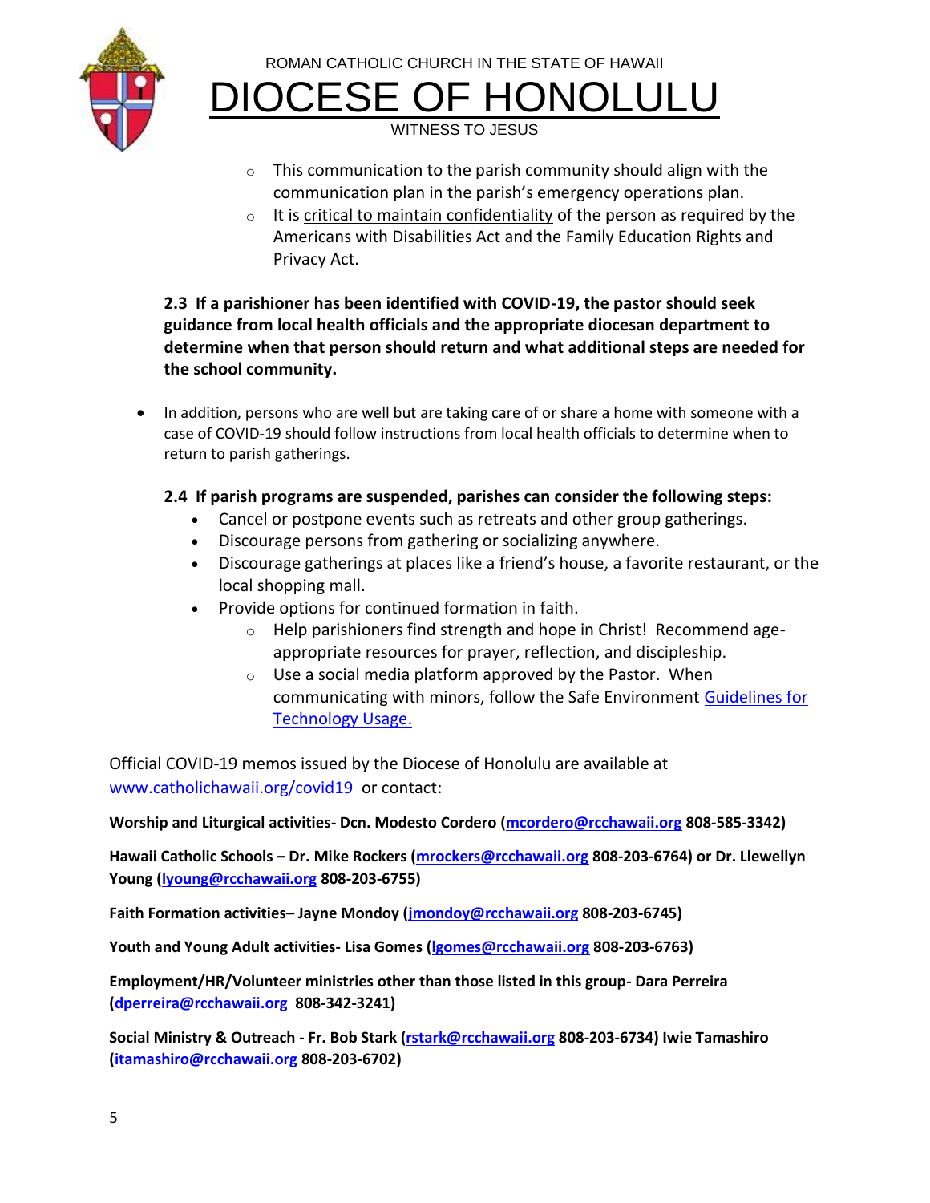- This communication to the parish community should align with the communication plan in the parish's emergency operations plan.
- It is critical to maintain confidentiality of the person as required by the Americans with Disabilities Act and the Family Education Rights and Privacy Act.

**2.3 If a parishioner has been identified with COVID-19, the pastor should seek guidance from local health officials and the appropriate diocesan department to determine when that person should return and what additional steps are needed for the school community.**

- In addition, persons who are well but are taking care of or share a home with someone with a case of COVID-19 should follow instructions from local health officials to determine when to return to parish gatherings.

**2.4 If parish programs are suspended, parishes can consider the following steps:**

- Cancel or postpone events such as retreats and other group gatherings.
- Discourage persons from gathering or socializing anywhere.
- Discourage gatherings at places like a friend's house, a favorite restaurant, or the local shopping mall.
- Provide options for continued formation in faith.
  - Help parishioners find strength and hope in Christ! Recommend age-appropriate resources for prayer, reflection, and discipleship.
  - Use a social media platform approved by the Pastor. When communicating with minors, follow the Safe Environment Guidelines for Technology Usage.

Official COVID-19 memos issued by the Diocese of Honolulu are available at www.catholichawaii.org/covid19 or contact:

**Worship and Liturgical activities- Dcn. Modesto Cordero (mcordero@rcchawaii.org 808-585-3342)**

**Hawaii Catholic Schools – Dr. Mike Rockers (mrockers@rcchawaii.org 808-203-6764) or Dr. Llewellyn Young (lyoung@rcchawaii.org 808-203-6755)**

**Faith Formation activities– Jayne Mondoy (jmondoy@rcchawaii.org 808-203-6745)**

**Youth and Young Adult activities- Lisa Gomes (lgomes@rcchawaii.org 808-203-6763)**

**Employment/HR/Volunteer ministries other than those listed in this group- Dara Perreira (dperreira@rcchawaii.org 808-342-3241)**

**Social Ministry & Outreach - Fr. Bob Stark (rstark@rcchawaii.org 808-203-6734) Iwie Tamashiro (itamashiro@rcchawaii.org 808-203-6702)**